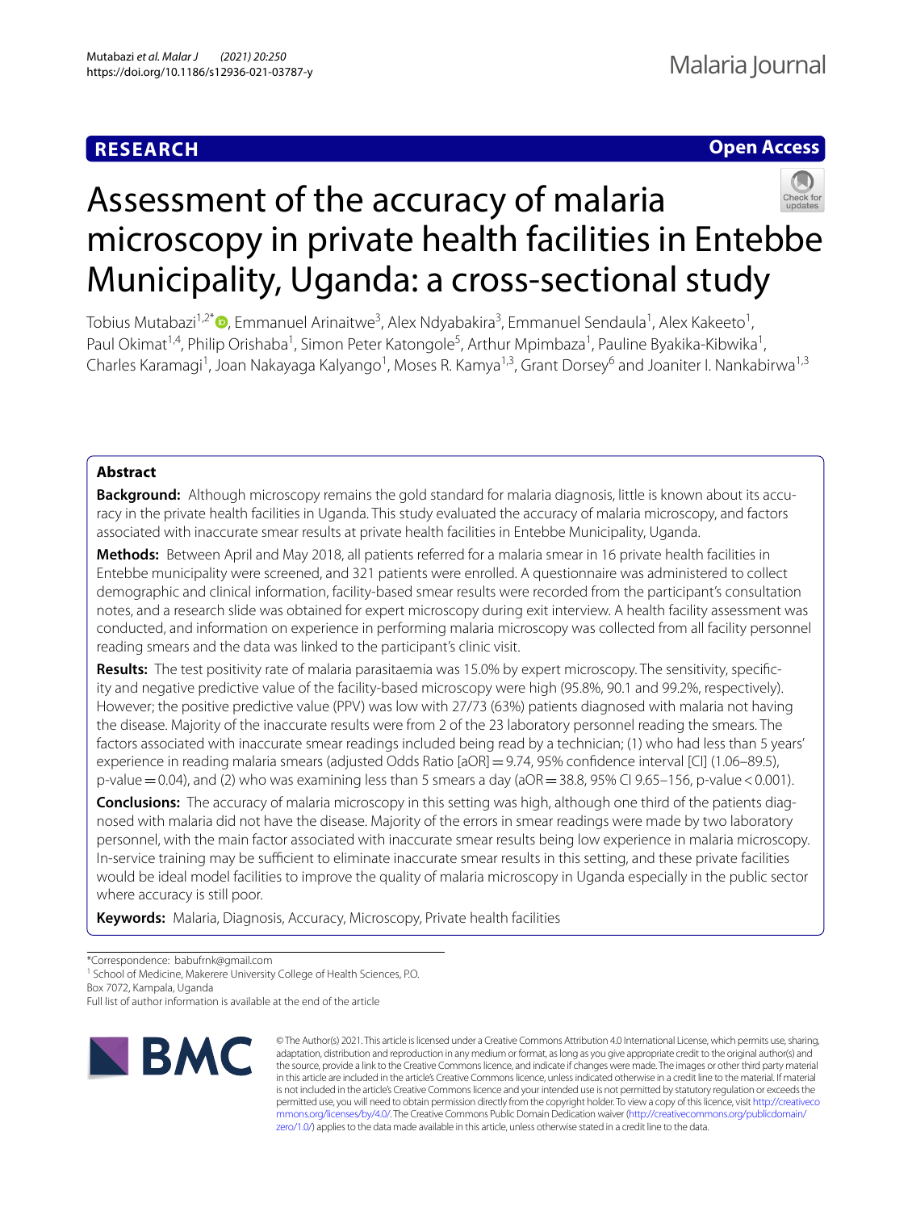**RESEARCH** **Open Access**

# Assessment of the accuracy of malaria microscopy in private health facilities in Entebbe Municipality, Uganda: a cross-sectional study

Tobius Mutabazi[1,2*], Emmanuel Arinaitwe[3], Alex Ndyabakira[3], Emmanuel Sendaula[1], Alex Kakeeto[1], Paul Okimat[1,4], Philip Orishaba[1], Simon Peter Katongole[5], Arthur Mpimbaza[1], Pauline Byakika-Kibwika[1], Charles Karamagi[1], Joan Nakayaga Kalyango[1], Moses R. Kamya[1,3], Grant Dorsey[6] and Joaniter I. Nankabirwa[1,3]

## Abstract

**Background:** Although microscopy remains the gold standard for malaria diagnosis, little is known about its accuracy in the private health facilities in Uganda. This study evaluated the accuracy of malaria microscopy, and factors associated with inaccurate smear results at private health facilities in Entebbe Municipality, Uganda.

**Methods:** Between April and May 2018, all patients referred for a malaria smear in 16 private health facilities in Entebbe municipality were screened, and 321 patients were enrolled. A questionnaire was administered to collect demographic and clinical information, facility-based smear results were recorded from the participant's consultation notes, and a research slide was obtained for expert microscopy during exit interview. A health facility assessment was conducted, and information on experience in performing malaria microscopy was collected from all facility personnel reading smears and the data was linked to the participant's clinic visit.

**Results:** The test positivity rate of malaria parasitaemia was 15.0% by expert microscopy. The sensitivity, specificity and negative predictive value of the facility-based microscopy were high (95.8%, 90.1 and 99.2%, respectively). However; the positive predictive value (PPV) was low with 27/73 (63%) patients diagnosed with malaria not having the disease. Majority of the inaccurate results were from 2 of the 23 laboratory personnel reading the smears. The factors associated with inaccurate smear readings included being read by a technician; (1) who had less than 5 years' experience in reading malaria smears (adjusted Odds Ratio [aOR] = 9.74, 95% confidence interval [CI] (1.06–89.5), p-value = 0.04), and (2) who was examining less than 5 smears a day (aOR = 38.8, 95% CI 9.65–156, p-value < 0.001).

**Conclusions:** The accuracy of malaria microscopy in this setting was high, although one third of the patients diagnosed with malaria did not have the disease. Majority of the errors in smear readings were made by two laboratory personnel, with the main factor associated with inaccurate smear results being low experience in malaria microscopy. In-service training may be sufficient to eliminate inaccurate smear results in this setting, and these private facilities would be ideal model facilities to improve the quality of malaria microscopy in Uganda especially in the public sector where accuracy is still poor.

**Keywords:** Malaria, Diagnosis, Accuracy, Microscopy, Private health facilities

*Correspondence: babufrnk@gmail.com
[1] School of Medicine, Makerere University College of Health Sciences, P.O. Box 7072, Kampala, Uganda
Full list of author information is available at the end of the article

© The Author(s) 2021. This article is licensed under a Creative Commons Attribution 4.0 International License, which permits use, sharing, adaptation, distribution and reproduction in any medium or format, as long as you give appropriate credit to the original author(s) and the source, provide a link to the Creative Commons licence, and indicate if changes were made. The images or other third party material in this article are included in the article's Creative Commons licence, unless indicated otherwise in a credit line to the material. If material is not included in the article's Creative Commons licence and your intended use is not permitted by statutory regulation or exceeds the permitted use, you will need to obtain permission directly from the copyright holder. To view a copy of this licence, visit http://creativecommons.org/licenses/by/4.0/. The Creative Commons Public Domain Dedication waiver (http://creativecommons.org/publicdomain/zero/1.0/) applies to the data made available in this article, unless otherwise stated in a credit line to the data.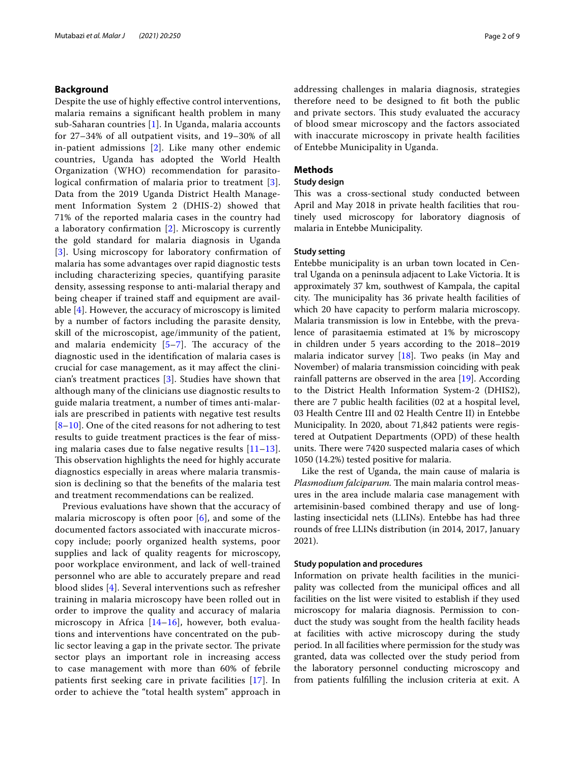## Background

Despite the use of highly effective control interventions, malaria remains a significant health problem in many sub-Saharan countries [1]. In Uganda, malaria accounts for 27–34% of all outpatient visits, and 19–30% of all in-patient admissions [2]. Like many other endemic countries, Uganda has adopted the World Health Organization (WHO) recommendation for parasitological confirmation of malaria prior to treatment [3]. Data from the 2019 Uganda District Health Management Information System 2 (DHIS-2) showed that 71% of the reported malaria cases in the country had a laboratory confirmation [2]. Microscopy is currently the gold standard for malaria diagnosis in Uganda [3]. Using microscopy for laboratory confirmation of malaria has some advantages over rapid diagnostic tests including characterizing species, quantifying parasite density, assessing response to anti-malarial therapy and being cheaper if trained staff and equipment are available [4]. However, the accuracy of microscopy is limited by a number of factors including the parasite density, skill of the microscopist, age/immunity of the patient, and malaria endemicity [5–7]. The accuracy of the diagnostic used in the identification of malaria cases is crucial for case management, as it may affect the clinician's treatment practices [3]. Studies have shown that although many of the clinicians use diagnostic results to guide malaria treatment, a number of times anti-malarials are prescribed in patients with negative test results [8–10]. One of the cited reasons for not adhering to test results to guide treatment practices is the fear of missing malaria cases due to false negative results [11–13]. This observation highlights the need for highly accurate diagnostics especially in areas where malaria transmission is declining so that the benefits of the malaria test and treatment recommendations can be realized.

Previous evaluations have shown that the accuracy of malaria microscopy is often poor [6], and some of the documented factors associated with inaccurate microscopy include; poorly organized health systems, poor supplies and lack of quality reagents for microscopy, poor workplace environment, and lack of well-trained personnel who are able to accurately prepare and read blood slides [4]. Several interventions such as refresher training in malaria microscopy have been rolled out in order to improve the quality and accuracy of malaria microscopy in Africa [14–16], however, both evaluations and interventions have concentrated on the public sector leaving a gap in the private sector. The private sector plays an important role in increasing access to case management with more than 60% of febrile patients first seeking care in private facilities [17]. In order to achieve the "total health system" approach in addressing challenges in malaria diagnosis, strategies therefore need to be designed to fit both the public and private sectors. This study evaluated the accuracy of blood smear microscopy and the factors associated with inaccurate microscopy in private health facilities of Entebbe Municipality in Uganda.

## Methods

### Study design

This was a cross-sectional study conducted between April and May 2018 in private health facilities that routinely used microscopy for laboratory diagnosis of malaria in Entebbe Municipality.

### Study setting

Entebbe municipality is an urban town located in Central Uganda on a peninsula adjacent to Lake Victoria. It is approximately 37 km, southwest of Kampala, the capital city. The municipality has 36 private health facilities of which 20 have capacity to perform malaria microscopy. Malaria transmission is low in Entebbe, with the prevalence of parasitaemia estimated at 1% by microscopy in children under 5 years according to the 2018–2019 malaria indicator survey [18]. Two peaks (in May and November) of malaria transmission coinciding with peak rainfall patterns are observed in the area [19]. According to the District Health Information System-2 (DHIS2), there are 7 public health facilities (02 at a hospital level, 03 Health Centre III and 02 Health Centre II) in Entebbe Municipality. In 2020, about 71,842 patients were registered at Outpatient Departments (OPD) of these health units. There were 7420 suspected malaria cases of which 1050 (14.2%) tested positive for malaria.

Like the rest of Uganda, the main cause of malaria is *Plasmodium falciparum.* The main malaria control measures in the area include malaria case management with artemisinin-based combined therapy and use of long-lasting insecticidal nets (LLINs). Entebbe has had three rounds of free LLINs distribution (in 2014, 2017, January 2021).

### Study population and procedures

Information on private health facilities in the municipality was collected from the municipal offices and all facilities on the list were visited to establish if they used microscopy for malaria diagnosis. Permission to conduct the study was sought from the health facility heads at facilities with active microscopy during the study period. In all facilities where permission for the study was granted, data was collected over the study period from the laboratory personnel conducting microscopy and from patients fulfilling the inclusion criteria at exit. A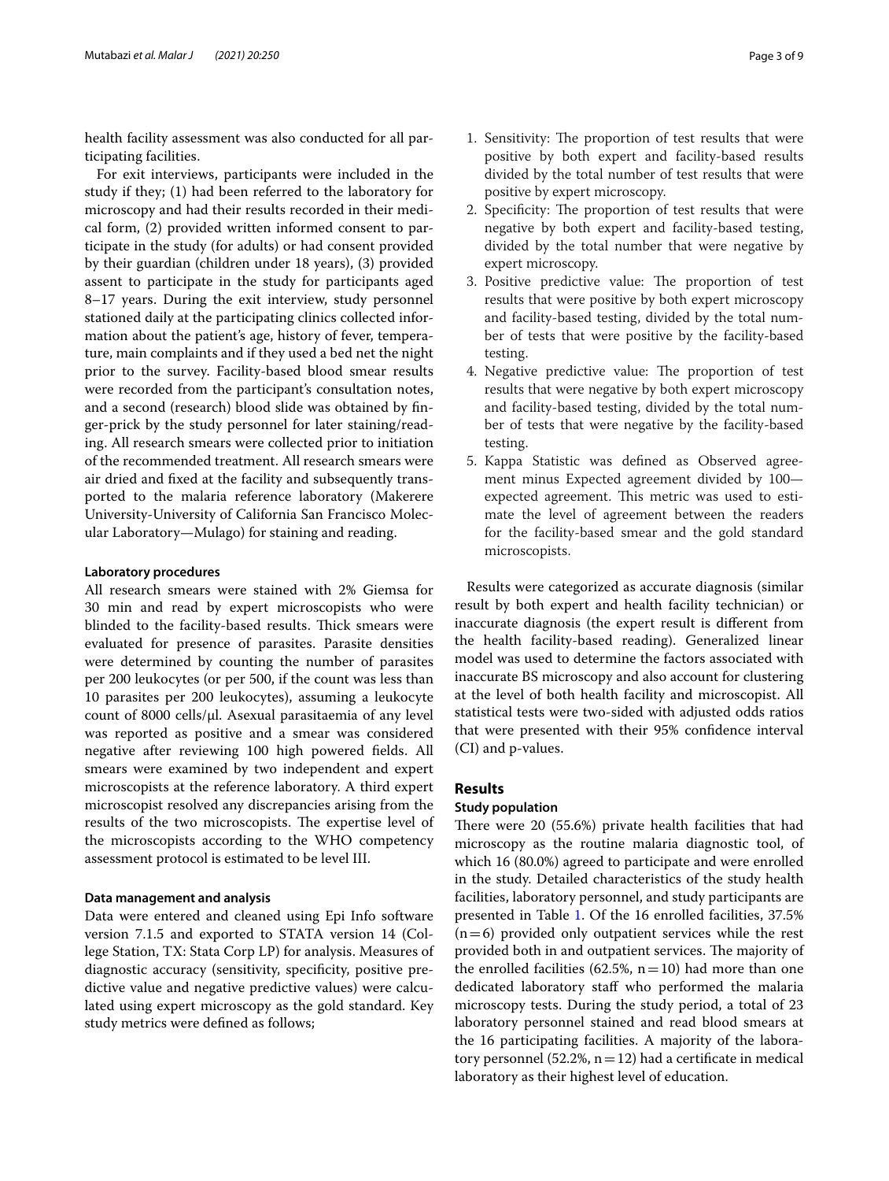health facility assessment was also conducted for all participating facilities.

For exit interviews, participants were included in the study if they; (1) had been referred to the laboratory for microscopy and had their results recorded in their medical form, (2) provided written informed consent to participate in the study (for adults) or had consent provided by their guardian (children under 18 years), (3) provided assent to participate in the study for participants aged 8–17 years. During the exit interview, study personnel stationed daily at the participating clinics collected information about the patient's age, history of fever, temperature, main complaints and if they used a bed net the night prior to the survey. Facility-based blood smear results were recorded from the participant's consultation notes, and a second (research) blood slide was obtained by finger-prick by the study personnel for later staining/reading. All research smears were collected prior to initiation of the recommended treatment. All research smears were air dried and fixed at the facility and subsequently transported to the malaria reference laboratory (Makerere University-University of California San Francisco Molecular Laboratory—Mulago) for staining and reading.

#### Laboratory procedures

All research smears were stained with 2% Giemsa for 30 min and read by expert microscopists who were blinded to the facility-based results. Thick smears were evaluated for presence of parasites. Parasite densities were determined by counting the number of parasites per 200 leukocytes (or per 500, if the count was less than 10 parasites per 200 leukocytes), assuming a leukocyte count of 8000 cells/µl. Asexual parasitaemia of any level was reported as positive and a smear was considered negative after reviewing 100 high powered fields. All smears were examined by two independent and expert microscopists at the reference laboratory. A third expert microscopist resolved any discrepancies arising from the results of the two microscopists. The expertise level of the microscopists according to the WHO competency assessment protocol is estimated to be level III.

#### Data management and analysis

Data were entered and cleaned using Epi Info software version 7.1.5 and exported to STATA version 14 (College Station, TX: Stata Corp LP) for analysis. Measures of diagnostic accuracy (sensitivity, specificity, positive predictive value and negative predictive values) were calculated using expert microscopy as the gold standard. Key study metrics were defined as follows;

1. Sensitivity: The proportion of test results that were positive by both expert and facility-based results divided by the total number of test results that were positive by expert microscopy.
2. Specificity: The proportion of test results that were negative by both expert and facility-based testing, divided by the total number that were negative by expert microscopy.
3. Positive predictive value: The proportion of test results that were positive by both expert microscopy and facility-based testing, divided by the total number of tests that were positive by the facility-based testing.
4. Negative predictive value: The proportion of test results that were negative by both expert microscopy and facility-based testing, divided by the total number of tests that were negative by the facility-based testing.
5. Kappa Statistic was defined as Observed agreement minus Expected agreement divided by 100—expected agreement. This metric was used to estimate the level of agreement between the readers for the facility-based smear and the gold standard microscopists.

Results were categorized as accurate diagnosis (similar result by both expert and health facility technician) or inaccurate diagnosis (the expert result is different from the health facility-based reading). Generalized linear model was used to determine the factors associated with inaccurate BS microscopy and also account for clustering at the level of both health facility and microscopist. All statistical tests were two-sided with adjusted odds ratios that were presented with their 95% confidence interval (CI) and p-values.

## Results

#### Study population

There were 20 (55.6%) private health facilities that had microscopy as the routine malaria diagnostic tool, of which 16 (80.0%) agreed to participate and were enrolled in the study. Detailed characteristics of the study health facilities, laboratory personnel, and study participants are presented in Table 1. Of the 16 enrolled facilities, 37.5% (n = 6) provided only outpatient services while the rest provided both in and outpatient services. The majority of the enrolled facilities (62.5%, n = 10) had more than one dedicated laboratory staff who performed the malaria microscopy tests. During the study period, a total of 23 laboratory personnel stained and read blood smears at the 16 participating facilities. A majority of the laboratory personnel (52.2%, n = 12) had a certificate in medical laboratory as their highest level of education.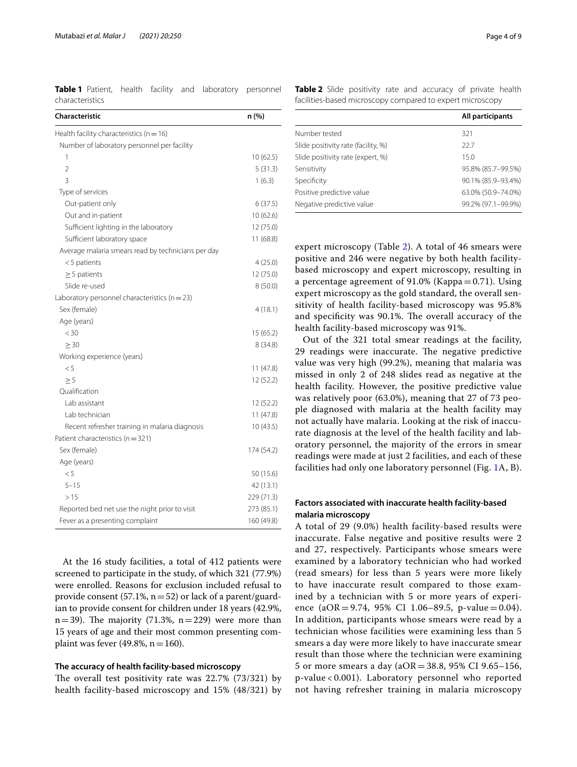**Table 1** Patient, health facility and laboratory personnel characteristics

| Characteristic | n (%) |
|---|---|
| Health facility characteristics (n = 16) | |
| Number of laboratory personnel per facility | |
| 1 | 10 (62.5) |
| 2 | 5 (31.3) |
| 3 | 1 (6.3) |
| Type of services | |
| Out-patient only | 6 (37.5) |
| Out and in-patient | 10 (62.6) |
| Sufficient lighting in the laboratory | 12 (75.0) |
| Sufficient laboratory space | 11 (68.8) |
| Average malaria smears read by technicians per day | |
| < 5 patients | 4 (25.0) |
| ≥ 5 patients | 12 (75.0) |
| Slide re-used | 8 (50.0) |
| Laboratory personnel characteristics (n = 23) | |
| Sex (female) | 4 (18.1) |
| Age (years) | |
| < 30 | 15 (65.2) |
| ≥ 30 | 8 (34.8) |
| Working experience (years) | |
| < 5 | 11 (47.8) |
| ≥ 5 | 12 (52.2) |
| Qualification | |
| Lab assistant | 12 (52.2) |
| Lab technician | 11 (47.8) |
| Recent refresher training in malaria diagnosis | 10 (43.5) |
| Patient characteristics (n = 321) | |
| Sex (female) | 174 (54.2) |
| Age (years) | |
| < 5 | 50 (15.6) |
| 5–15 | 42 (13.1) |
| > 15 | 229 (71.3) |
| Reported bed net use the night prior to visit | 273 (85.1) |
| Fever as a presenting complaint | 160 (49.8) |

At the 16 study facilities, a total of 412 patients were screened to participate in the study, of which 321 (77.9%) were enrolled. Reasons for exclusion included refusal to provide consent (57.1%, n = 52) or lack of a parent/guardian to provide consent for children under 18 years (42.9%, n = 39). The majority (71.3%, n = 229) were more than 15 years of age and their most common presenting complaint was fever (49.8%, n = 160).

### The accuracy of health facility-based microscopy

The overall test positivity rate was 22.7% (73/321) by health facility-based microscopy and 15% (48/321) by expert microscopy (Table 2). A total of 46 smears were positive and 246 were negative by both health facility-based microscopy and expert microscopy, resulting in a percentage agreement of 91.0% (Kappa = 0.71). Using expert microscopy as the gold standard, the overall sensitivity of health facility-based microscopy was 95.8% and specificity was 90.1%. The overall accuracy of the health facility-based microscopy was 91%.

**Table 2** Slide positivity rate and accuracy of private health facilities-based microscopy compared to expert microscopy

| | All participants |
|---|---|
| Number tested | 321 |
| Slide positivity rate (facility, %) | 22.7 |
| Slide positivity rate (expert, %) | 15.0 |
| Sensitivity | 95.8% (85.7–99.5%) |
| Specificity | 90.1% (85.9–93.4%) |
| Positive predictive value | 63.0% (50.9–74.0%) |
| Negative predictive value | 99.2% (97.1–99.9%) |

Out of the 321 total smear readings at the facility, 29 readings were inaccurate. The negative predictive value was very high (99.2%), meaning that malaria was missed in only 2 of 248 slides read as negative at the health facility. However, the positive predictive value was relatively poor (63.0%), meaning that 27 of 73 people diagnosed with malaria at the health facility may not actually have malaria. Looking at the risk of inaccurate diagnosis at the level of the health facility and laboratory personnel, the majority of the errors in smear readings were made at just 2 facilities, and each of these facilities had only one laboratory personnel (Fig. 1A, B).

### Factors associated with inaccurate health facility-based malaria microscopy

A total of 29 (9.0%) health facility-based results were inaccurate. False negative and positive results were 2 and 27, respectively. Participants whose smears were examined by a laboratory technician who had worked (read smears) for less than 5 years were more likely to have inaccurate result compared to those examined by a technician with 5 or more years of experience (aOR = 9.74, 95% CI 1.06–89.5, p-value = 0.04). In addition, participants whose smears were read by a technician whose facilities were examining less than 5 smears a day were more likely to have inaccurate smear result than those where the technician were examining 5 or more smears a day (aOR = 38.8, 95% CI 9.65–156, p-value < 0.001). Laboratory personnel who reported not having refresher training in malaria microscopy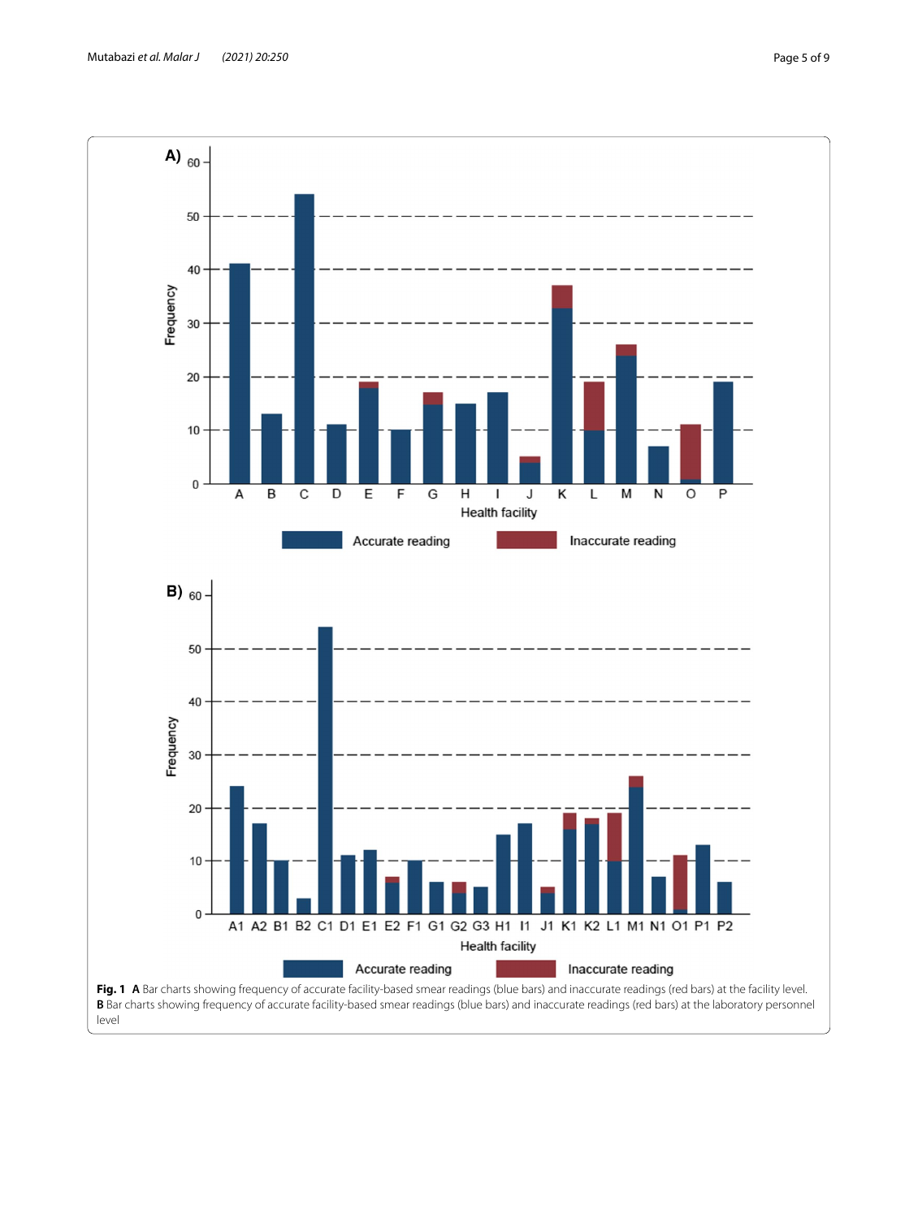**Fig. 1** **A** Bar charts showing frequency of accurate facility-based smear readings (blue bars) and inaccurate readings (red bars) at the facility level. **B** Bar charts showing frequency of accurate facility-based smear readings (blue bars) and inaccurate readings (red bars) at the laboratory personnel level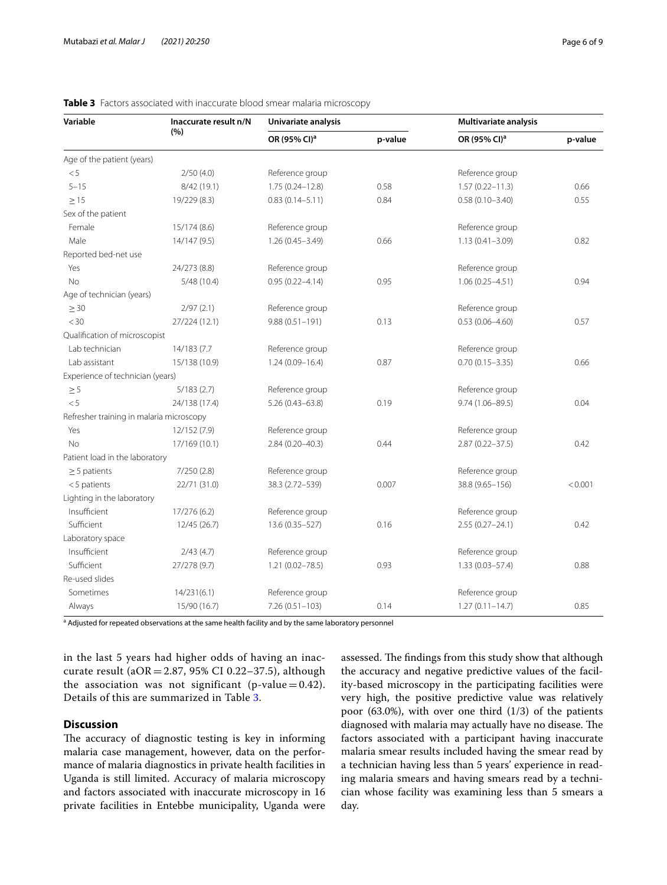**Table 3** Factors associated with inaccurate blood smear malaria microscopy

| Variable | Inaccurate result n/N (%) | Univariate analysis | | Multivariate analysis | |
|---|---|---|---|---|---|
| | | OR (95% CI)[a] | p-value | OR (95% CI)[a] | p-value |
| Age of the patient (years) | | | | | |
| <5 | 2/50 (4.0) | Reference group | | Reference group | |
| 5–15 | 8/42 (19.1) | 1.75 (0.24–12.8) | 0.58 | 1.57 (0.22–11.3) | 0.66 |
| ≥15 | 19/229 (8.3) | 0.83 (0.14–5.11) | 0.84 | 0.58 (0.10–3.40) | 0.55 |
| Sex of the patient | | | | | |
| Female | 15/174 (8.6) | Reference group | | Reference group | |
| Male | 14/147 (9.5) | 1.26 (0.45–3.49) | 0.66 | 1.13 (0.41–3.09) | 0.82 |
| Reported bed-net use | | | | | |
| Yes | 24/273 (8.8) | Reference group | | Reference group | |
| No | 5/48 (10.4) | 0.95 (0.22–4.14) | 0.95 | 1.06 (0.25–4.51) | 0.94 |
| Age of technician (years) | | | | | |
| ≥30 | 2/97 (2.1) | Reference group | | Reference group | |
| <30 | 27/224 (12.1) | 9.88 (0.51–191) | 0.13 | 0.53 (0.06–4.60) | 0.57 |
| Qualification of microscopist | | | | | |
| Lab technician | 14/183 (7.7 | Reference group | | Reference group | |
| Lab assistant | 15/138 (10.9) | 1.24 (0.09–16.4) | 0.87 | 0.70 (0.15–3.35) | 0.66 |
| Experience of technician (years) | | | | | |
| ≥5 | 5/183 (2.7) | Reference group | | Reference group | |
| <5 | 24/138 (17.4) | 5.26 (0.43–63.8) | 0.19 | 9.74 (1.06–89.5) | 0.04 |
| Refresher training in malaria microscopy | | | | | |
| Yes | 12/152 (7.9) | Reference group | | Reference group | |
| No | 17/169 (10.1) | 2.84 (0.20–40.3) | 0.44 | 2.87 (0.22–37.5) | 0.42 |
| Patient load in the laboratory | | | | | |
| ≥5 patients | 7/250 (2.8) | Reference group | | Reference group | |
| <5 patients | 22/71 (31.0) | 38.3 (2.72–539) | 0.007 | 38.8 (9.65–156) | <0.001 |
| Lighting in the laboratory | | | | | |
| Insufficient | 17/276 (6.2) | Reference group | | Reference group | |
| Sufficient | 12/45 (26.7) | 13.6 (0.35–527) | 0.16 | 2.55 (0.27–24.1) | 0.42 |
| Laboratory space | | | | | |
| Insufficient | 2/43 (4.7) | Reference group | | Reference group | |
| Sufficient | 27/278 (9.7) | 1.21 (0.02–78.5) | 0.93 | 1.33 (0.03–57.4) | 0.88 |
| Re-used slides | | | | | |
| Sometimes | 14/231(6.1) | Reference group | | Reference group | |
| Always | 15/90 (16.7) | 7.26 (0.51–103) | 0.14 | 1.27 (0.11–14.7) | 0.85 |

[a] Adjusted for repeated observations at the same health facility and by the same laboratory personnel

in the last 5 years had higher odds of having an inaccurate result (aOR = 2.87, 95% CI 0.22–37.5), although the association was not significant (p-value = 0.42). Details of this are summarized in Table 3.

## Discussion

The accuracy of diagnostic testing is key in informing malaria case management, however, data on the performance of malaria diagnostics in private health facilities in Uganda is still limited. Accuracy of malaria microscopy and factors associated with inaccurate microscopy in 16 private facilities in Entebbe municipality, Uganda were assessed. The findings from this study show that although the accuracy and negative predictive values of the facility-based microscopy in the participating facilities were very high, the positive predictive value was relatively poor (63.0%), with over one third (1/3) of the patients diagnosed with malaria may actually have no disease. The factors associated with a participant having inaccurate malaria smear results included having the smear read by a technician having less than 5 years' experience in reading malaria smears and having smears read by a technician whose facility was examining less than 5 smears a day.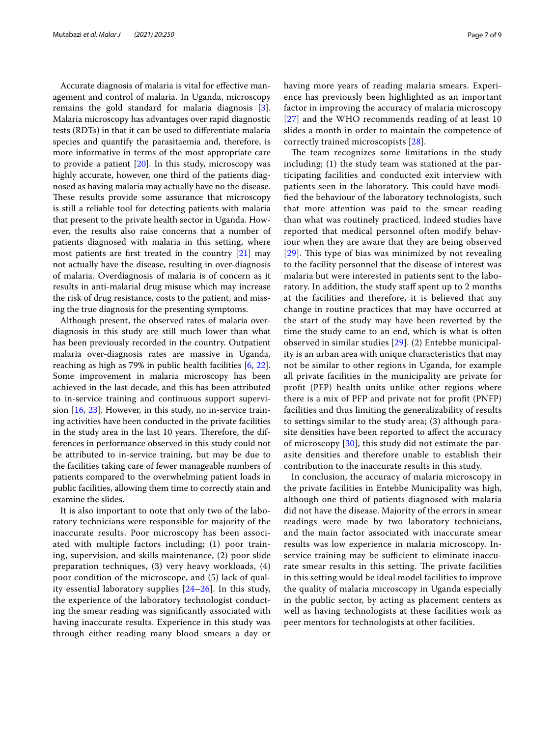Accurate diagnosis of malaria is vital for effective management and control of malaria. In Uganda, microscopy remains the gold standard for malaria diagnosis [3]. Malaria microscopy has advantages over rapid diagnostic tests (RDTs) in that it can be used to differentiate malaria species and quantify the parasitaemia and, therefore, is more informative in terms of the most appropriate care to provide a patient [20]. In this study, microscopy was highly accurate, however, one third of the patients diagnosed as having malaria may actually have no the disease. These results provide some assurance that microscopy is still a reliable tool for detecting patients with malaria that present to the private health sector in Uganda. However, the results also raise concerns that a number of patients diagnosed with malaria in this setting, where most patients are first treated in the country [21] may not actually have the disease, resulting in over-diagnosis of malaria. Overdiagnosis of malaria is of concern as it results in anti-malarial drug misuse which may increase the risk of drug resistance, costs to the patient, and missing the true diagnosis for the presenting symptoms.

Although present, the observed rates of malaria overdiagnosis in this study are still much lower than what has been previously recorded in the country. Outpatient malaria over-diagnosis rates are massive in Uganda, reaching as high as 79% in public health facilities [6, 22]. Some improvement in malaria microscopy has been achieved in the last decade, and this has been attributed to in-service training and continuous support supervision [16, 23]. However, in this study, no in-service training activities have been conducted in the private facilities in the study area in the last 10 years. Therefore, the differences in performance observed in this study could not be attributed to in-service training, but may be due to the facilities taking care of fewer manageable numbers of patients compared to the overwhelming patient loads in public facilities, allowing them time to correctly stain and examine the slides.

It is also important to note that only two of the laboratory technicians were responsible for majority of the inaccurate results. Poor microscopy has been associated with multiple factors including; (1) poor training, supervision, and skills maintenance, (2) poor slide preparation techniques, (3) very heavy workloads, (4) poor condition of the microscope, and (5) lack of quality essential laboratory supplies [24–26]. In this study, the experience of the laboratory technologist conducting the smear reading was significantly associated with having inaccurate results. Experience in this study was through either reading many blood smears a day or having more years of reading malaria smears. Experience has previously been highlighted as an important factor in improving the accuracy of malaria microscopy [27] and the WHO recommends reading of at least 10 slides a month in order to maintain the competence of correctly trained microscopists [28].

The team recognizes some limitations in the study including; (1) the study team was stationed at the participating facilities and conducted exit interview with patients seen in the laboratory. This could have modified the behaviour of the laboratory technologists, such that more attention was paid to the smear reading than what was routinely practiced. Indeed studies have reported that medical personnel often modify behaviour when they are aware that they are being observed [29]. This type of bias was minimized by not revealing to the facility personnel that the disease of interest was malaria but were interested in patients sent to the laboratory. In addition, the study staff spent up to 2 months at the facilities and therefore, it is believed that any change in routine practices that may have occurred at the start of the study may have been reverted by the time the study came to an end, which is what is often observed in similar studies [29]. (2) Entebbe municipality is an urban area with unique characteristics that may not be similar to other regions in Uganda, for example all private facilities in the municipality are private for profit (PFP) health units unlike other regions where there is a mix of PFP and private not for profit (PNFP) facilities and thus limiting the generalizability of results to settings similar to the study area; (3) although parasite densities have been reported to affect the accuracy of microscopy [30], this study did not estimate the parasite densities and therefore unable to establish their contribution to the inaccurate results in this study.

In conclusion, the accuracy of malaria microscopy in the private facilities in Entebbe Municipality was high, although one third of patients diagnosed with malaria did not have the disease. Majority of the errors in smear readings were made by two laboratory technicians, and the main factor associated with inaccurate smear results was low experience in malaria microscopy. In-service training may be sufficient to eliminate inaccurate smear results in this setting. The private facilities in this setting would be ideal model facilities to improve the quality of malaria microscopy in Uganda especially in the public sector, by acting as placement centers as well as having technologists at these facilities work as peer mentors for technologists at other facilities.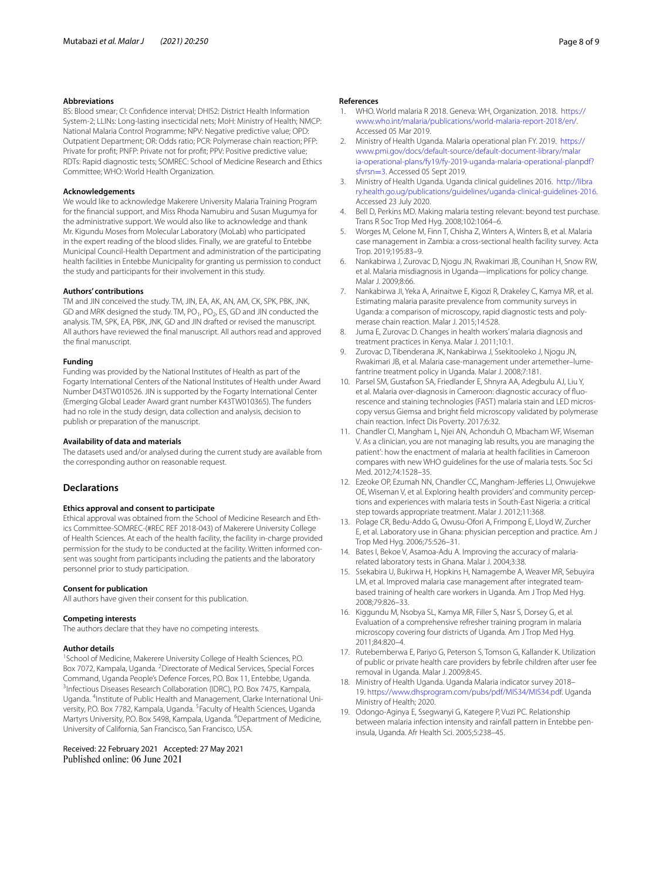### Abbreviations

BS: Blood smear; CI: Confidence interval; DHIS2: District Health Information System-2; LLINs: Long-lasting insecticidal nets; MoH: Ministry of Health; NMCP: National Malaria Control Programme; NPV: Negative predictive value; OPD: Outpatient Department; OR: Odds ratio; PCR: Polymerase chain reaction; PFP: Private for profit; PNFP: Private not for profit; PPV: Positive predictive value; RDTs: Rapid diagnostic tests; SOMREC: School of Medicine Research and Ethics Committee; WHO: World Health Organization.

### Acknowledgements

We would like to acknowledge Makerere University Malaria Training Program for the financial support, and Miss Rhoda Namubiru and Susan Mugumya for the administrative support. We would also like to acknowledge and thank Mr. Kigundu Moses from Molecular Laboratory (MoLab) who participated in the expert reading of the blood slides. Finally, we are grateful to Entebbe Municipal Council-Health Department and administration of the participating health facilities in Entebbe Municipality for granting us permission to conduct the study and participants for their involvement in this study.

### Authors' contributions

TM and JIN conceived the study. TM, JIN, EA, AK, AN, AM, CK, SPK, PBK, JNK, GD and MRK designed the study. TM, $PO_1$, $PO_2$, ES, GD and JIN conducted the analysis. TM, SPK, EA, PBK, JNK, GD and JIN drafted or revised the manuscript. All authors have reviewed the final manuscript. All authors read and approved the final manuscript.

### Funding

Funding was provided by the National Institutes of Health as part of the Fogarty International Centers of the National Institutes of Health under Award Number D43TW010526. JIN is supported by the Fogarty International Center (Emerging Global Leader Award grant number K43TW010365). The funders had no role in the study design, data collection and analysis, decision to publish or preparation of the manuscript.

### Availability of data and materials

The datasets used and/or analysed during the current study are available from the corresponding author on reasonable request.

## Declarations

### Ethics approval and consent to participate

Ethical approval was obtained from the School of Medicine Research and Ethics Committee-SOMREC-(#REC REF 2018-043) of Makerere University College of Health Sciences. At each of the health facility, the facility in-charge provided permission for the study to be conducted at the facility. Written informed consent was sought from participants including the patients and the laboratory personnel prior to study participation.

### Consent for publication

All authors have given their consent for this publication.

### Competing interests

The authors declare that they have no competing interests.

### Author details

[1]School of Medicine, Makerere University College of Health Sciences, P.O. Box 7072, Kampala, Uganda. [2]Directorate of Medical Services, Special Forces Command, Uganda People's Defence Forces, P.O. Box 11, Entebbe, Uganda. [3]Infectious Diseases Research Collaboration (IDRC), P.O. Box 7475, Kampala, Uganda. [4]Institute of Public Health and Management, Clarke International University, P.O. Box 7782, Kampala, Uganda. [5]Faculty of Health Sciences, Uganda Martyrs University, P.O. Box 5498, Kampala, Uganda. [6]Department of Medicine, University of California, San Francisco, San Francisco, USA.

Received: 22 February 2021 Accepted: 27 May 2021
Published online: 06 June 2021

### References

1. WHO. World malaria R 2018. Geneva: WH, Organization. 2018. https://www.who.int/malaria/publications/world-malaria-report-2018/en/. Accessed 05 Mar 2019.
2. Ministry of Health Uganda. Malaria operational plan FY. 2019. https://www.pmi.gov/docs/default-source/default-document-library/malaria-operational-plans/fy19/fy-2019-uganda-malaria-operational-planpdf?sfvrsn=3. Accessed 05 Sept 2019.
3. Ministry of Health Uganda. Uganda clinical guidelines 2016. http://library.health.go.ug/publications/guidelines/uganda-clinical-guidelines-2016. Accessed 23 July 2020.
4. Bell D, Perkins MD. Making malaria testing relevant: beyond test purchase. Trans R Soc Trop Med Hyg. 2008;102:1064–6.
5. Worges M, Celone M, Finn T, Chisha Z, Winters A, Winters B, et al. Malaria case management in Zambia: a cross-sectional health facility survey. Acta Trop. 2019;195:83–9.
6. Nankabirwa J, Zurovac D, Njogu JN, Rwakimari JB, Counihan H, Snow RW, et al. Malaria misdiagnosis in Uganda—implications for policy change. Malar J. 2009;8:66.
7. Nankabirwa JI, Yeka A, Arinaitwe E, Kigozi R, Drakeley C, Kamya MR, et al. Estimating malaria parasite prevalence from community surveys in Uganda: a comparison of microscopy, rapid diagnostic tests and polymerase chain reaction. Malar J. 2015;14:528.
8. Juma E, Zurovac D. Changes in health workers' malaria diagnosis and treatment practices in Kenya. Malar J. 2011;10:1.
9. Zurovac D, Tibenderana JK, Nankabirwa J, Ssekitooleko J, Njogu JN, Rwakimari JB, et al. Malaria case-management under artemether–lumefantrine treatment policy in Uganda. Malar J. 2008;7:181.
10. Parsel SM, Gustafson SA, Friedlander E, Shnyra AA, Adegbulu AJ, Liu Y, et al. Malaria over-diagnosis in Cameroon: diagnostic accuracy of fluorescence and staining technologies (FAST) malaria stain and LED microscopy versus Giemsa and bright field microscopy validated by polymerase chain reaction. Infect Dis Poverty. 2017;6:32.
11. Chandler CI, Mangham L, Njei AN, Achonduh O, Mbacham WF, Wiseman V. As a clinician, you are not managing lab results, you are managing the patient': how the enactment of malaria at health facilities in Cameroon compares with new WHO guidelines for the use of malaria tests. Soc Sci Med. 2012;74:1528–35.
12. Ezeoke OP, Ezumah NN, Chandler CC, Mangham-Jefferies LJ, Onwujekwe OE, Wiseman V, et al. Exploring health providers' and community perceptions and experiences with malaria tests in South-East Nigeria: a critical step towards appropriate treatment. Malar J. 2012;11:368.
13. Polage CR, Bedu-Addo G, Owusu-Ofori A, Frimpong E, Lloyd W, Zurcher E, et al. Laboratory use in Ghana: physician perception and practice. Am J Trop Med Hyg. 2006;75:526–31.
14. Bates I, Bekoe V, Asamoa-Adu A. Improving the accuracy of malaria-related laboratory tests in Ghana. Malar J. 2004;3:38.
15. Ssekabira U, Bukirwa H, Hopkins H, Namagembe A, Weaver MR, Sebuyira LM, et al. Improved malaria case management after integrated team-based training of health care workers in Uganda. Am J Trop Med Hyg. 2008;79:826–33.
16. Kiggundu M, Nsobya SL, Kamya MR, Filler S, Nasr S, Dorsey G, et al. Evaluation of a comprehensive refresher training program in malaria microscopy covering four districts of Uganda. Am J Trop Med Hyg. 2011;84:820–4.
17. Rutebemberwa E, Pariyo G, Peterson S, Tomson G, Kallander K. Utilization of public or private health care providers by febrile children after user fee removal in Uganda. Malar J. 2009;8:45.
18. Ministry of Health Uganda. Uganda Malaria indicator survey 2018–19. https://www.dhsprogram.com/pubs/pdf/MIS34/MIS34.pdf. Uganda Ministry of Health; 2020.
19. Odongo-Aginya E, Ssegwanyi G, Kategere P, Vuzi PC. Relationship between malaria infection intensity and rainfall pattern in Entebbe peninsula, Uganda. Afr Health Sci. 2005;5:238–45.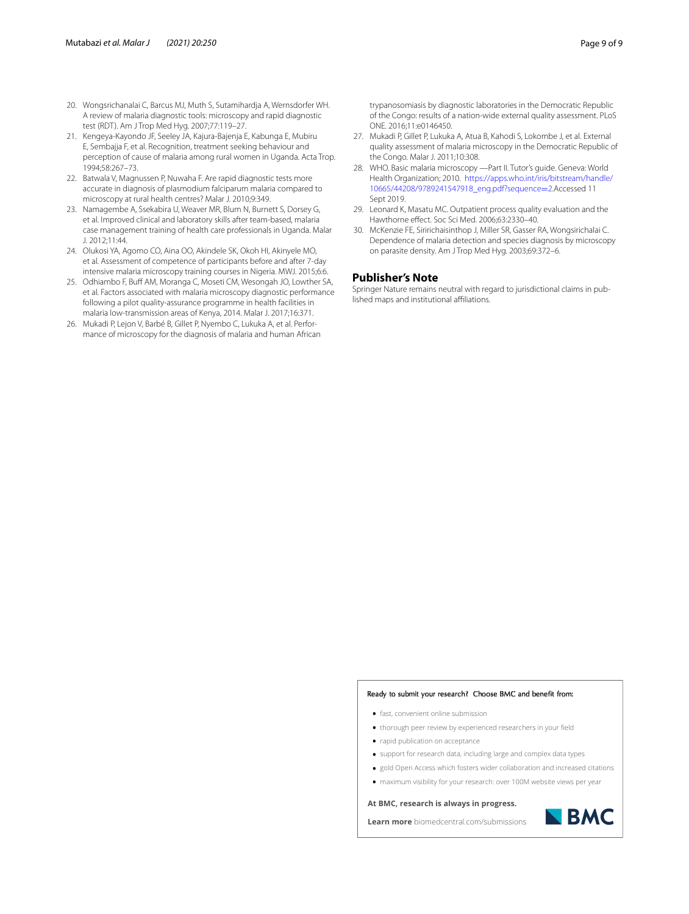20. Wongsrichanalai C, Barcus MJ, Muth S, Sutamihardja A, Wernsdorfer WH. A review of malaria diagnostic tools: microscopy and rapid diagnostic test (RDT). Am J Trop Med Hyg. 2007;77:119–27.
21. Kengeya-Kayondo JF, Seeley JA, Kajura-Bajenja E, Kabunga E, Mubiru E, Sembajja F, et al. Recognition, treatment seeking behaviour and perception of cause of malaria among rural women in Uganda. Acta Trop. 1994;58:267–73.
22. Batwala V, Magnussen P, Nuwaha F. Are rapid diagnostic tests more accurate in diagnosis of plasmodium falciparum malaria compared to microscopy at rural health centres? Malar J. 2010;9:349.
23. Namagembe A, Ssekabira U, Weaver MR, Blum N, Burnett S, Dorsey G, et al. Improved clinical and laboratory skills after team-based, malaria case management training of health care professionals in Uganda. Malar J. 2012;11:44.
24. Olukosi YA, Agomo CO, Aina OO, Akindele SK, Okoh HI, Akinyele MO, et al. Assessment of competence of participants before and after 7-day intensive malaria microscopy training courses in Nigeria. MWJ. 2015;6:6.
25. Odhiambo F, Buff AM, Moranga C, Moseti CM, Wesongah JO, Lowther SA, et al. Factors associated with malaria microscopy diagnostic performance following a pilot quality-assurance programme in health facilities in malaria low-transmission areas of Kenya, 2014. Malar J. 2017;16:371.
26. Mukadi P, Lejon V, Barbé B, Gillet P, Nyembo C, Lukuka A, et al. Performance of microscopy for the diagnosis of malaria and human African trypanosomiasis by diagnostic laboratories in the Democratic Republic of the Congo: results of a nation-wide external quality assessment. PLoS ONE. 2016;11:e0146450.
27. Mukadi P, Gillet P, Lukuka A, Atua B, Kahodi S, Lokombe J, et al. External quality assessment of malaria microscopy in the Democratic Republic of the Congo. Malar J. 2011;10:308.
28. WHO. Basic malaria microscopy —Part II. Tutor's guide. Geneva: World Health Organization; 2010. https://apps.who.int/iris/bitstream/handle/10665/44208/9789241547918_eng.pdf?sequence=2.Accessed 11 Sept 2019.
29. Leonard K, Masatu MC. Outpatient process quality evaluation and the Hawthorne effect. Soc Sci Med. 2006;63:2330–40.
30. McKenzie FE, Sirichaisinthop J, Miller SR, Gasser RA, Wongsirichalai C. Dependence of malaria detection and species diagnosis by microscopy on parasite density. Am J Trop Med Hyg. 2003;69:372–6.

## Publisher's Note

Springer Nature remains neutral with regard to jurisdictional claims in published maps and institutional affiliations.

Ready to submit your research? Choose BMC and benefit from:

- fast, convenient online submission
- thorough peer review by experienced researchers in your field
- rapid publication on acceptance
- support for research data, including large and complex data types
- gold Open Access which fosters wider collaboration and increased citations
- maximum visibility for your research: over 100M website views per year

**At BMC, research is always in progress.**

**Learn more** biomedcentral.com/submissions

BMC